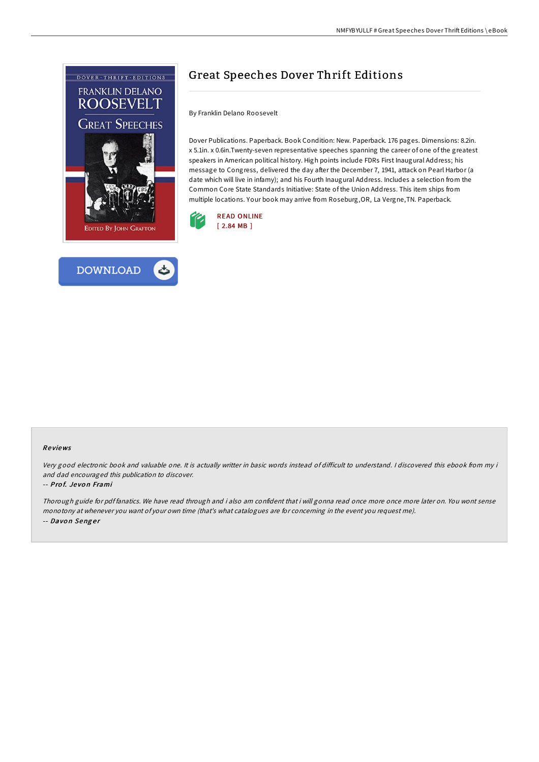# Great Speeches Dover Thrift Editions

By Franklin Delano Roosevelt

Dover Publications. Paperback. Book Condition: New. Paperback. 176 pages. Dimensions: 8.2in. x 5.1in. x 0.6in.Twenty-seven representative speeches spanning the career of one of the greatest speakers in American political history. High points include FDRs First Inaugural Address; his message to Congress, delivered the day after the December 7, 1941, attack on Pearl Harbor (a date which will live in infamy); and his Fourth Inaugural Address. Includes a selection from the Common Core State Standards Initiative: State of the Union Address. This item ships from multiple locations. Your book may arrive from Roseburg,OR, La Vergne,TN. Paperback.

READ ONLINE
[ 2.84 MB ]

DOWNLOAD

## Reviews

*Very good electronic book and valuable one. It is actually writter in basic words instead of difficult to understand. I discovered this ebook from my i and dad encouraged this publication to discover.*

-- ***Prof. Jevon Frami***

*Thorough guide for pdf fanatics. We have read through and i also am confident that i will gonna read once more once more later on. You wont sense monotony at whenever you want of your own time (that's what catalogues are for concerning in the event you request me).*

-- ***Davon Senger***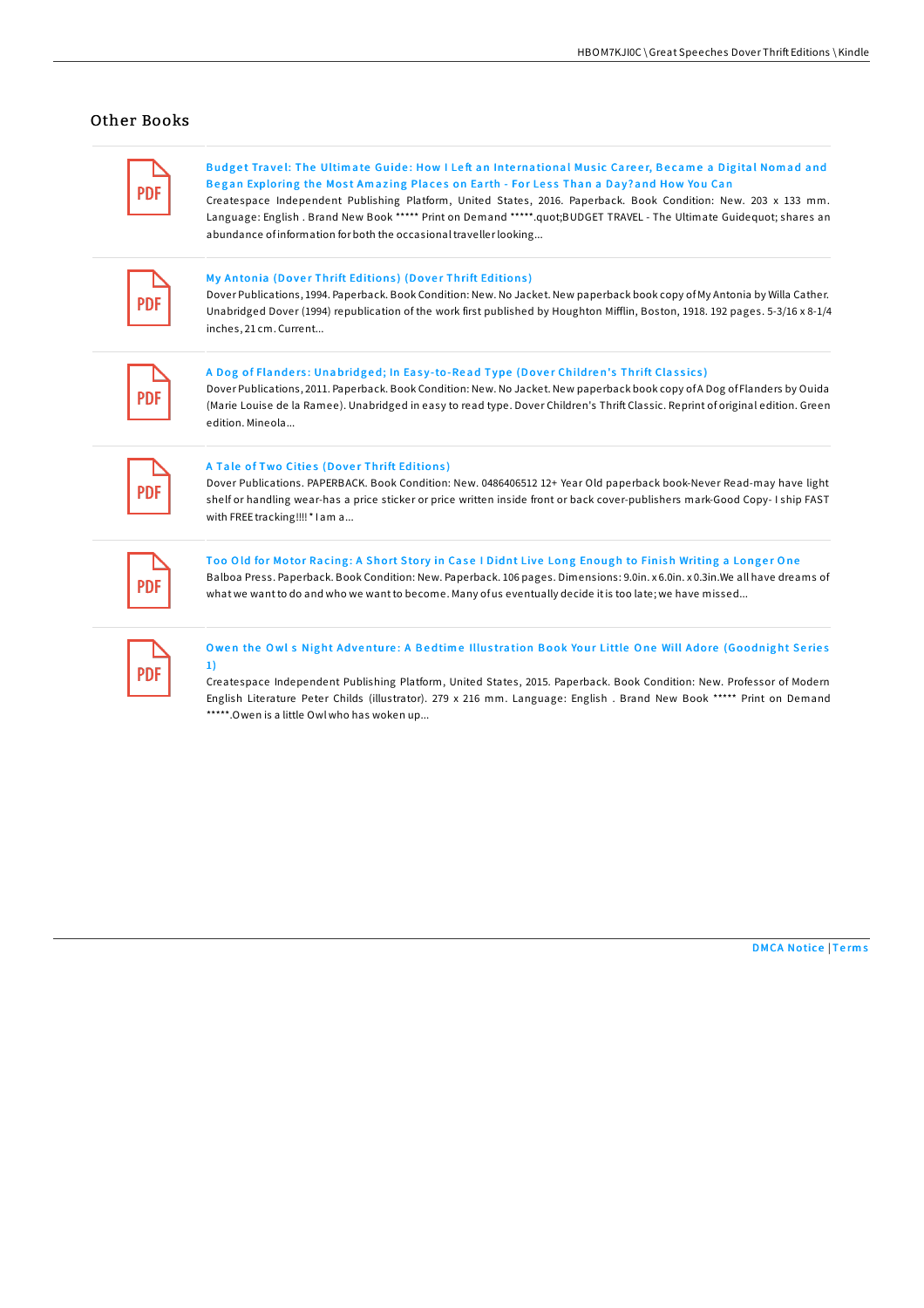## Other Books

PDF

**Budget Travel: The Ultimate Guide: How I Left an International Music Career, Became a Digital Nomad and Began Exploring the Most Amazing Places on Earth - For Less Than a Day?and How You Can**

Createspace Independent Publishing Platform, United States, 2016. Paperback. Book Condition: New. 203 x 133 mm. Language: English . Brand New Book ***** Print on Demand *****.quot;BUDGET TRAVEL - The Ultimate Guidequot; shares an abundance of information for both the occasional traveller looking...

PDF

**My Antonia (Dover Thrift Editions) (Dover Thrift Editions)**

Dover Publications, 1994. Paperback. Book Condition: New. No Jacket. New paperback book copy of My Antonia by Willa Cather. Unabridged Dover (1994) republication of the work first published by Houghton Mifflin, Boston, 1918. 192 pages. 5-3/16 x 8-1/4 inches, 21 cm. Current...

PDF

**A Dog of Flanders: Unabridged; In Easy-to-Read Type (Dover Children's Thrift Classics)**

Dover Publications, 2011. Paperback. Book Condition: New. No Jacket. New paperback book copy of A Dog of Flanders by Ouida (Marie Louise de la Ramee). Unabridged in easy to read type. Dover Children's Thrift Classic. Reprint of original edition. Green edition. Mineola...

PDF

**A Tale of Two Cities (Dover Thrift Editions)**

Dover Publications. PAPERBACK. Book Condition: New. 0486406512 12+ Year Old paperback book-Never Read-may have light shelf or handling wear-has a price sticker or price written inside front or back cover-publishers mark-Good Copy- I ship FAST with FREE tracking!!!! * I am a...

PDF

**Too Old for Motor Racing: A Short Story in Case I Didnt Live Long Enough to Finish Writing a Longer One**

Balboa Press. Paperback. Book Condition: New. Paperback. 106 pages. Dimensions: 9.0in. x 6.0in. x 0.3in.We all have dreams of what we want to do and who we want to become. Many of us eventually decide it is too late; we have missed...

PDF

**Owen the Owl s Night Adventure: A Bedtime Illustration Book Your Little One Will Adore (Goodnight Series 1)**

Createspace Independent Publishing Platform, United States, 2015. Paperback. Book Condition: New. Professor of Modern English Literature Peter Childs (illustrator). 279 x 216 mm. Language: English . Brand New Book ***** Print on Demand *****.Owen is a little Owl who has woken up...